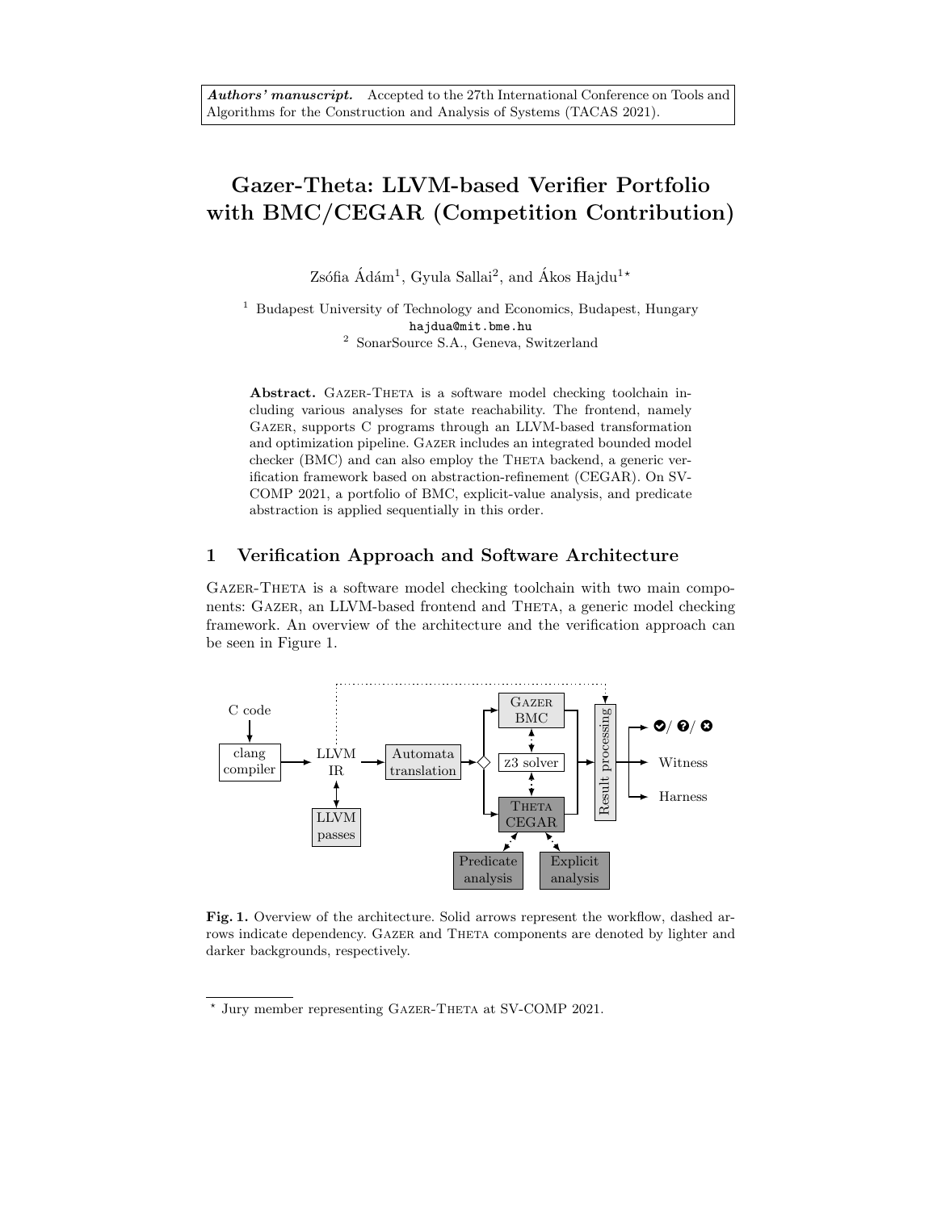*Authors' manuscript.* Accepted to the 27th International Conference on Tools and Algorithms for the Construction and Analysis of Systems (TACAS 2021).

# Gazer-Theta: LLVM-based Verifier Portfolio with BMC/CEGAR (Competition Contribution)

Zsófia Ádám[1], Gyula Sallai[2], and Ákos Hajdu[1]*

[1] Budapest University of Technology and Economics, Budapest, Hungary
hajdua@mit.bme.hu
[2] SonarSource S.A., Geneva, Switzerland

**Abstract.** Gazer-Theta is a software model checking toolchain including various analyses for state reachability. The frontend, namely Gazer, supports C programs through an LLVM-based transformation and optimization pipeline. Gazer includes an integrated bounded model checker (BMC) and can also employ the Theta backend, a generic verification framework based on abstraction-refinement (CEGAR). On SV-COMP 2021, a portfolio of BMC, explicit-value analysis, and predicate abstraction is applied sequentially in this order.

## 1 Verification Approach and Software Architecture

Gazer-Theta is a software model checking toolchain with two main components: Gazer, an LLVM-based frontend and Theta, a generic model checking framework. An overview of the architecture and the verification approach can be seen in Figure 1.

**Fig. 1.** Overview of the architecture. Solid arrows represent the workflow, dashed arrows indicate dependency. Gazer and Theta components are denoted by lighter and darker backgrounds, respectively.

* Jury member representing Gazer-Theta at SV-COMP 2021.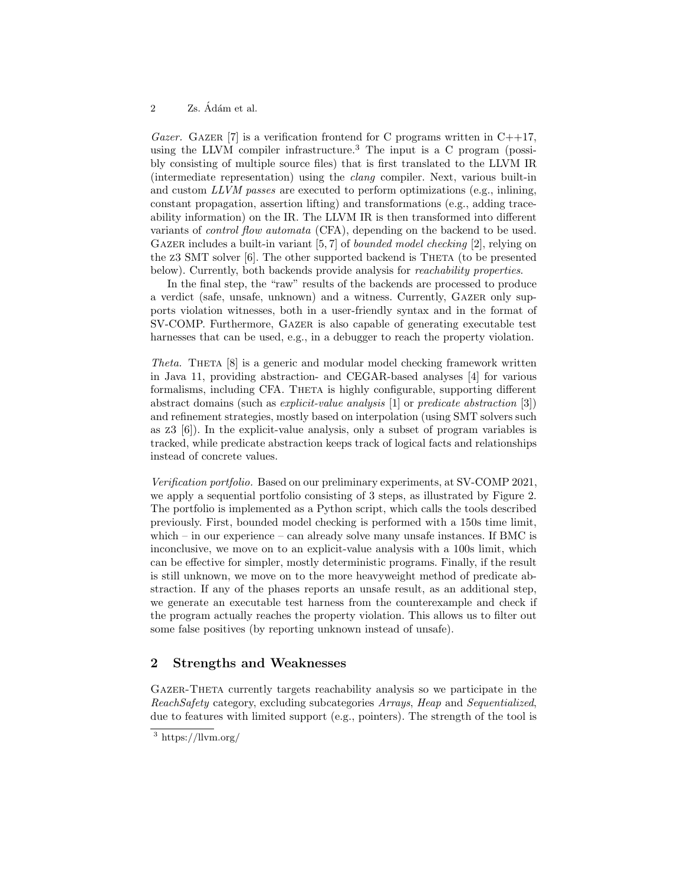*Gazer.* Gazer [7] is a verification frontend for C programs written in C++17, using the LLVM compiler infrastructure.[3] The input is a C program (possibly consisting of multiple source files) that is first translated to the LLVM IR (intermediate representation) using the *clang* compiler. Next, various built-in and custom *LLVM passes* are executed to perform optimizations (e.g., inlining, constant propagation, assertion lifting) and transformations (e.g., adding traceability information) on the IR. The LLVM IR is then transformed into different variants of *control flow automata* (CFA), depending on the backend to be used. Gazer includes a built-in variant [5, 7] of *bounded model checking* [2], relying on the z3 SMT solver [6]. The other supported backend is Theta (to be presented below). Currently, both backends provide analysis for *reachability properties*.

In the final step, the "raw" results of the backends are processed to produce a verdict (safe, unsafe, unknown) and a witness. Currently, Gazer only supports violation witnesses, both in a user-friendly syntax and in the format of SV-COMP. Furthermore, Gazer is also capable of generating executable test harnesses that can be used, e.g., in a debugger to reach the property violation.

*Theta.* Theta [8] is a generic and modular model checking framework written in Java 11, providing abstraction- and CEGAR-based analyses [4] for various formalisms, including CFA. Theta is highly configurable, supporting different abstract domains (such as *explicit-value analysis* [1] or *predicate abstraction* [3]) and refinement strategies, mostly based on interpolation (using SMT solvers such as z3 [6]). In the explicit-value analysis, only a subset of program variables is tracked, while predicate abstraction keeps track of logical facts and relationships instead of concrete values.

*Verification portfolio.* Based on our preliminary experiments, at SV-COMP 2021, we apply a sequential portfolio consisting of 3 steps, as illustrated by Figure 2. The portfolio is implemented as a Python script, which calls the tools described previously. First, bounded model checking is performed with a 150s time limit, which – in our experience – can already solve many unsafe instances. If BMC is inconclusive, we move on to an explicit-value analysis with a 100s limit, which can be effective for simpler, mostly deterministic programs. Finally, if the result is still unknown, we move on to the more heavyweight method of predicate abstraction. If any of the phases reports an unsafe result, as an additional step, we generate an executable test harness from the counterexample and check if the program actually reaches the property violation. This allows us to filter out some false positives (by reporting unknown instead of unsafe).

## 2 Strengths and Weaknesses

Gazer-Theta currently targets reachability analysis so we participate in the *ReachSafety* category, excluding subcategories *Arrays*, *Heap* and *Sequentialized*, due to features with limited support (e.g., pointers). The strength of the tool is

[3] https://llvm.org/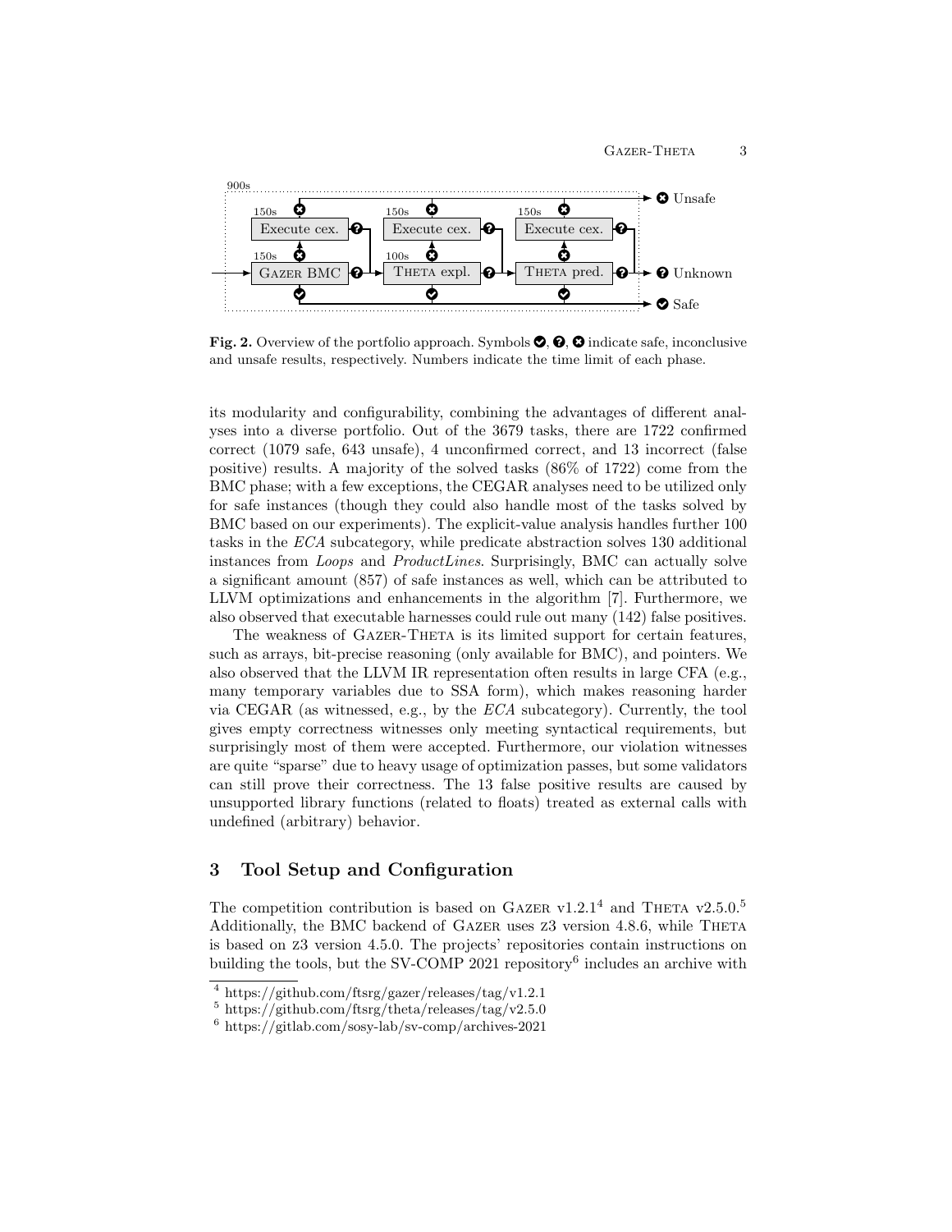Fig. 2. Overview of the portfolio approach. Symbols ✔, ?, ✖ indicate safe, inconclusive and unsafe results, respectively. Numbers indicate the time limit of each phase.

its modularity and configurability, combining the advantages of different analyses into a diverse portfolio. Out of the 3679 tasks, there are 1722 confirmed correct (1079 safe, 643 unsafe), 4 unconfirmed correct, and 13 incorrect (false positive) results. A majority of the solved tasks (86% of 1722) come from the BMC phase; with a few exceptions, the CEGAR analyses need to be utilized only for safe instances (though they could also handle most of the tasks solved by BMC based on our experiments). The explicit-value analysis handles further 100 tasks in the *ECA* subcategory, while predicate abstraction solves 130 additional instances from *Loops* and *ProductLines*. Surprisingly, BMC can actually solve a significant amount (857) of safe instances as well, which can be attributed to LLVM optimizations and enhancements in the algorithm [7]. Furthermore, we also observed that executable harnesses could rule out many (142) false positives.

The weakness of Gazer-Theta is its limited support for certain features, such as arrays, bit-precise reasoning (only available for BMC), and pointers. We also observed that the LLVM IR representation often results in large CFA (e.g., many temporary variables due to SSA form), which makes reasoning harder via CEGAR (as witnessed, e.g., by the *ECA* subcategory). Currently, the tool gives empty correctness witnesses only meeting syntactical requirements, but surprisingly most of them were accepted. Furthermore, our violation witnesses are quite "sparse" due to heavy usage of optimization passes, but some validators can still prove their correctness. The 13 false positive results are caused by unsupported library functions (related to floats) treated as external calls with undefined (arbitrary) behavior.

## 3 Tool Setup and Configuration

The competition contribution is based on Gazer v1.2.1[4] and Theta v2.5.0.[5] Additionally, the BMC backend of Gazer uses z3 version 4.8.6, while Theta is based on z3 version 4.5.0. The projects' repositories contain instructions on building the tools, but the SV-COMP 2021 repository[6] includes an archive with

[4] https://github.com/ftsrg/gazer/releases/tag/v1.2.1

[5] https://github.com/ftsrg/theta/releases/tag/v2.5.0

[6] https://gitlab.com/sosy-lab/sv-comp/archives-2021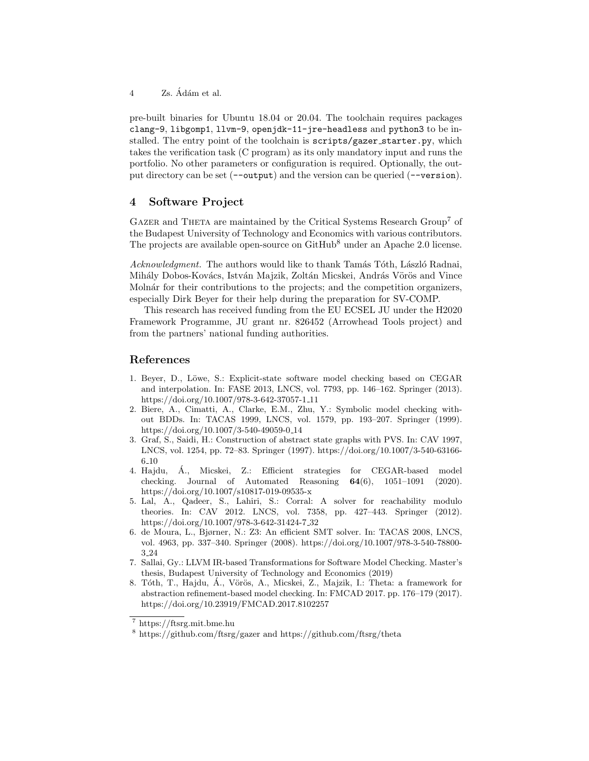pre-built binaries for Ubuntu 18.04 or 20.04. The toolchain requires packages `clang-9`, `libgomp1`, `llvm-9`, `openjdk-11-jre-headless` and `python3` to be installed. The entry point of the toolchain is `scripts/gazer_starter.py`, which takes the verification task (C program) as its only mandatory input and runs the portfolio. No other parameters or configuration is required. Optionally, the output directory can be set (`--output`) and the version can be queried (`--version`).

## 4 Software Project

Gazer and Theta are maintained by the Critical Systems Research Group[7] of the Budapest University of Technology and Economics with various contributors. The projects are available open-source on GitHub[8] under an Apache 2.0 license.

*Acknowledgment.* The authors would like to thank Tamás Tóth, László Radnai, Mihály Dobos-Kovács, István Majzik, Zoltán Micskei, András Vörös and Vince Molnár for their contributions to the projects; and the competition organizers, especially Dirk Beyer for their help during the preparation for SV-COMP.

This research has received funding from the EU ECSEL JU under the H2020 Framework Programme, JU grant nr. 826452 (Arrowhead Tools project) and from the partners' national funding authorities.

## References

1. Beyer, D., Löwe, S.: Explicit-state software model checking based on CEGAR and interpolation. In: FASE 2013, LNCS, vol. 7793, pp. 146–162. Springer (2013). https://doi.org/10.1007/978-3-642-37057-1_11
2. Biere, A., Cimatti, A., Clarke, E.M., Zhu, Y.: Symbolic model checking without BDDs. In: TACAS 1999, LNCS, vol. 1579, pp. 193–207. Springer (1999). https://doi.org/10.1007/3-540-49059-0_14
3. Graf, S., Saidi, H.: Construction of abstract state graphs with PVS. In: CAV 1997, LNCS, vol. 1254, pp. 72–83. Springer (1997). https://doi.org/10.1007/3-540-63166-6_10
4. Hajdu, Á., Micskei, Z.: Efficient strategies for CEGAR-based model checking. Journal of Automated Reasoning **64**(6), 1051–1091 (2020). https://doi.org/10.1007/s10817-019-09535-x
5. Lal, A., Qadeer, S., Lahiri, S.: Corral: A solver for reachability modulo theories. In: CAV 2012. LNCS, vol. 7358, pp. 427–443. Springer (2012). https://doi.org/10.1007/978-3-642-31424-7_32
6. de Moura, L., Bjørner, N.: Z3: An efficient SMT solver. In: TACAS 2008, LNCS, vol. 4963, pp. 337–340. Springer (2008). https://doi.org/10.1007/978-3-540-78800-3_24
7. Sallai, Gy.: LLVM IR-based Transformations for Software Model Checking. Master's thesis, Budapest University of Technology and Economics (2019)
8. Tóth, T., Hajdu, Á., Vörös, A., Micskei, Z., Majzik, I.: Theta: a framework for abstraction refinement-based model checking. In: FMCAD 2017. pp. 176–179 (2017). https://doi.org/10.23919/FMCAD.2017.8102257

[7] https://ftsrg.mit.bme.hu

[8] https://github.com/ftsrg/gazer and https://github.com/ftsrg/theta